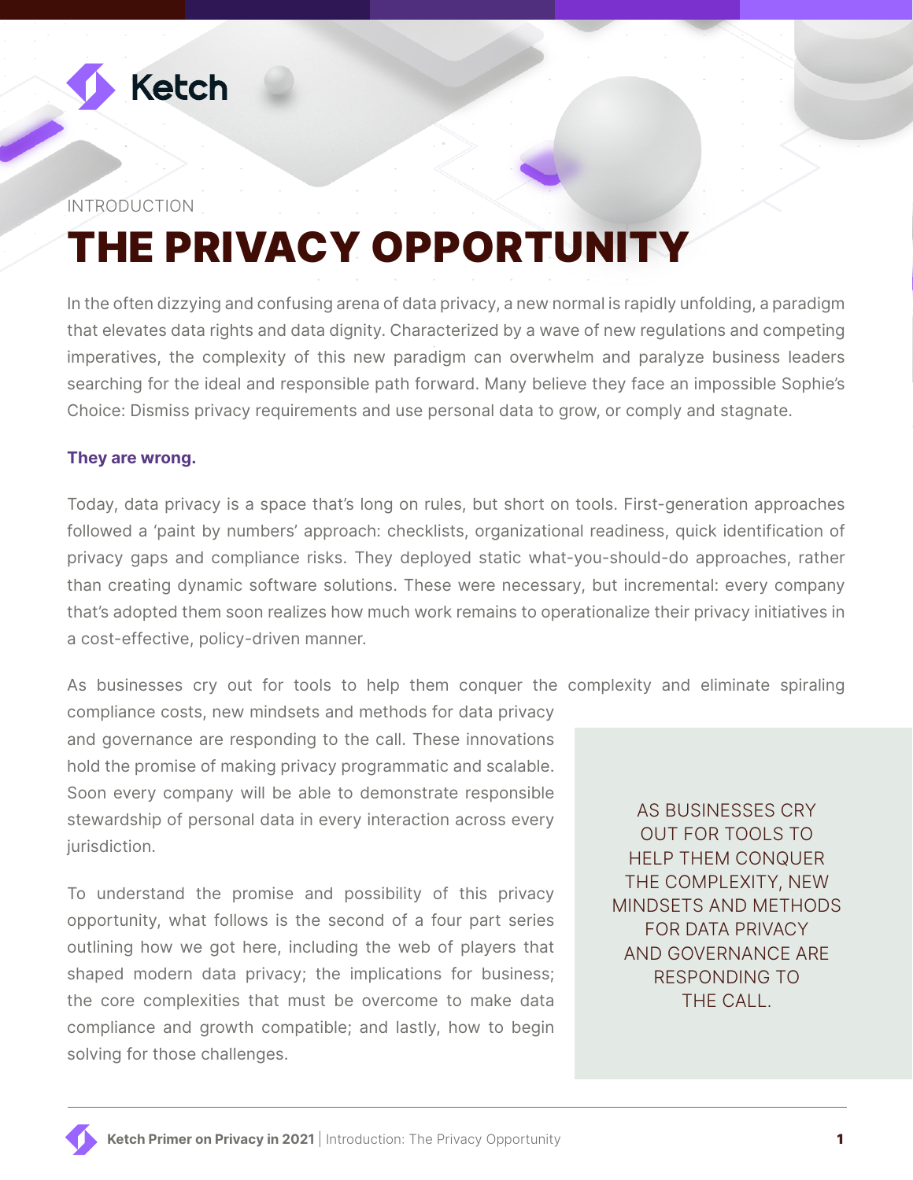Ketch

INTRODUCTION

# THE PRIVACY OPPORTUNITY

In the often dizzying and confusing arena of data privacy, a new normal is rapidly unfolding, a paradigm that elevates data rights and data dignity. Characterized by a wave of new regulations and competing imperatives, the complexity of this new paradigm can overwhelm and paralyze business leaders searching for the ideal and responsible path forward. Many believe they face an impossible Sophie's Choice: Dismiss privacy requirements and use personal data to grow, or comply and stagnate.

**They are wrong.**

Today, data privacy is a space that's long on rules, but short on tools. First-generation approaches followed a 'paint by numbers' approach: checklists, organizational readiness, quick identification of privacy gaps and compliance risks. They deployed static what-you-should-do approaches, rather than creating dynamic software solutions. These were necessary, but incremental: every company that's adopted them soon realizes how much work remains to operationalize their privacy initiatives in a cost-effective, policy-driven manner.

As businesses cry out for tools to help them conquer the complexity and eliminate spiraling compliance costs, new mindsets and methods for data privacy and governance are responding to the call. These innovations hold the promise of making privacy programmatic and scalable. Soon every company will be able to demonstrate responsible stewardship of personal data in every interaction across every jurisdiction.

To understand the promise and possibility of this privacy opportunity, what follows is the second of a four part series outlining how we got here, including the web of players that shaped modern data privacy; the implications for business; the core complexities that must be overcome to make data compliance and growth compatible; and lastly, how to begin solving for those challenges.

> AS BUSINESSES CRY OUT FOR TOOLS TO HELP THEM CONQUER THE COMPLEXITY, NEW MINDSETS AND METHODS FOR DATA PRIVACY AND GOVERNANCE ARE RESPONDING TO THE CALL.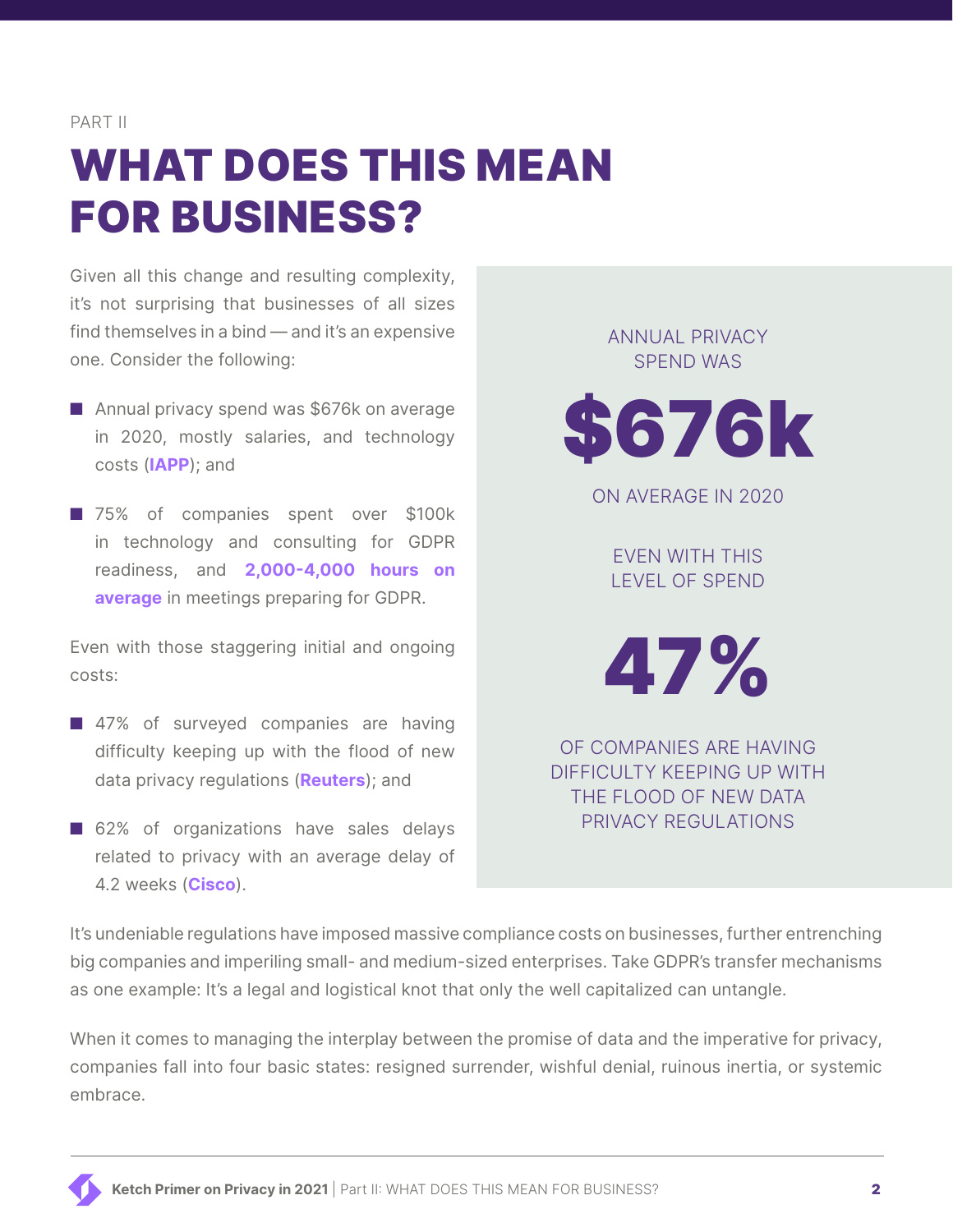PART II

# WHAT DOES THIS MEAN FOR BUSINESS?

Given all this change and resulting complexity, it's not surprising that businesses of all sizes find themselves in a bind — and it's an expensive one. Consider the following:

- Annual privacy spend was $676k on average in 2020, mostly salaries, and technology costs (**IAPP**); and
- 75% of companies spent over $100k in technology and consulting for GDPR readiness, and **2,000-4,000 hours on average** in meetings preparing for GDPR.

Even with those staggering initial and ongoing costs:

- 47% of surveyed companies are having difficulty keeping up with the flood of new data privacy regulations (**Reuters**); and
- 62% of organizations have sales delays related to privacy with an average delay of 4.2 weeks (**Cisco**).

ANNUAL PRIVACY SPEND WAS

**$676k**

ON AVERAGE IN 2020

EVEN WITH THIS LEVEL OF SPEND

**47%**

OF COMPANIES ARE HAVING DIFFICULTY KEEPING UP WITH THE FLOOD OF NEW DATA PRIVACY REGULATIONS

It's undeniable regulations have imposed massive compliance costs on businesses, further entrenching big companies and imperiling small- and medium-sized enterprises. Take GDPR's transfer mechanisms as one example: It's a legal and logistical knot that only the well capitalized can untangle.

When it comes to managing the interplay between the promise of data and the imperative for privacy, companies fall into four basic states: resigned surrender, wishful denial, ruinous inertia, or systemic embrace.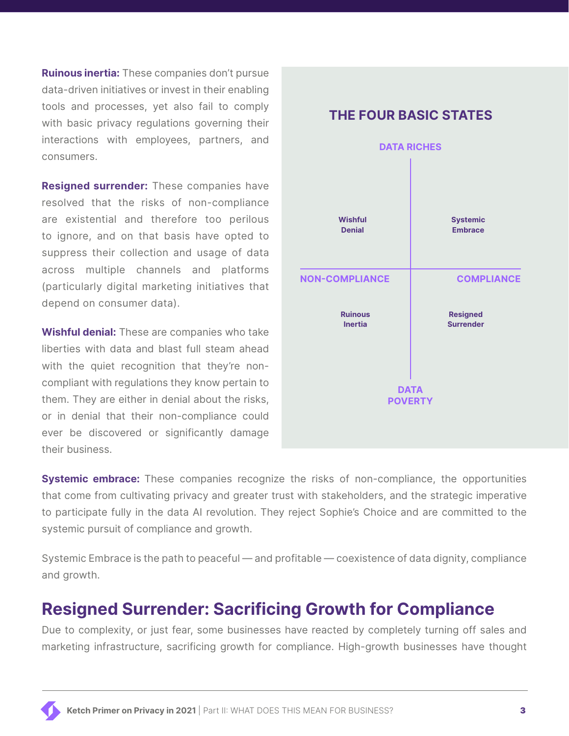**Ruinous inertia:** These companies don't pursue data-driven initiatives or invest in their enabling tools and processes, yet also fail to comply with basic privacy regulations governing their interactions with employees, partners, and consumers.

**Resigned surrender:** These companies have resolved that the risks of non-compliance are existential and therefore too perilous to ignore, and on that basis have opted to suppress their collection and usage of data across multiple channels and platforms (particularly digital marketing initiatives that depend on consumer data).

**Wishful denial:** These are companies who take liberties with data and blast full steam ahead with the quiet recognition that they're non-compliant with regulations they know pertain to them. They are either in denial about the risks, or in denial that their non-compliance could ever be discovered or significantly damage their business.

### THE FOUR BASIC STATES

| | NON-COMPLIANCE | COMPLIANCE |
|---|---|---|
| DATA RICHES | Wishful Denial | Systemic Embrace |
| DATA POVERTY | Ruinous Inertia | Resigned Surrender |

**Systemic embrace:** These companies recognize the risks of non-compliance, the opportunities that come from cultivating privacy and greater trust with stakeholders, and the strategic imperative to participate fully in the data AI revolution. They reject Sophie's Choice and are committed to the systemic pursuit of compliance and growth.

Systemic Embrace is the path to peaceful — and profitable — coexistence of data dignity, compliance and growth.

## Resigned Surrender: Sacrificing Growth for Compliance

Due to complexity, or just fear, some businesses have reacted by completely turning off sales and marketing infrastructure, sacrificing growth for compliance. High-growth businesses have thought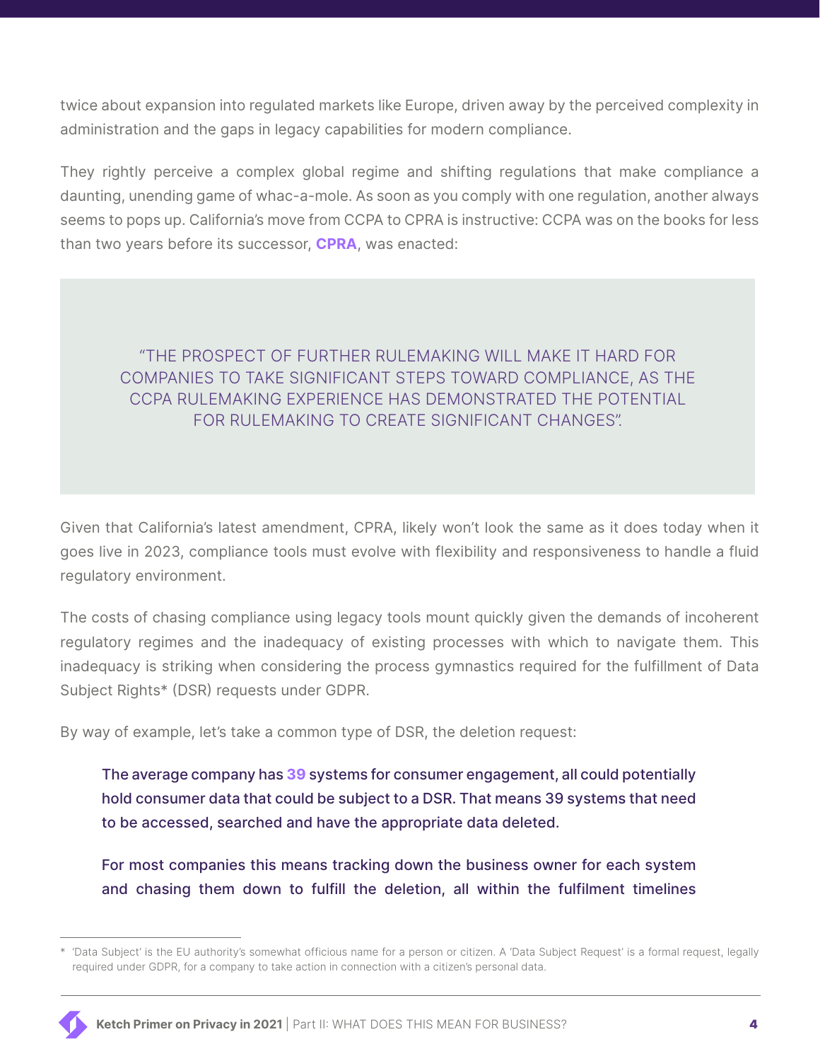twice about expansion into regulated markets like Europe, driven away by the perceived complexity in administration and the gaps in legacy capabilities for modern compliance.

They rightly perceive a complex global regime and shifting regulations that make compliance a daunting, unending game of whac-a-mole. As soon as you comply with one regulation, another always seems to pops up. California's move from CCPA to CPRA is instructive: CCPA was on the books for less than two years before its successor, **CPRA**, was enacted:

> "THE PROSPECT OF FURTHER RULEMAKING WILL MAKE IT HARD FOR COMPANIES TO TAKE SIGNIFICANT STEPS TOWARD COMPLIANCE, AS THE CCPA RULEMAKING EXPERIENCE HAS DEMONSTRATED THE POTENTIAL FOR RULEMAKING TO CREATE SIGNIFICANT CHANGES".

Given that California's latest amendment, CPRA, likely won't look the same as it does today when it goes live in 2023, compliance tools must evolve with flexibility and responsiveness to handle a fluid regulatory environment.

The costs of chasing compliance using legacy tools mount quickly given the demands of incoherent regulatory regimes and the inadequacy of existing processes with which to navigate them. This inadequacy is striking when considering the process gymnastics required for the fulfillment of Data Subject Rights* (DSR) requests under GDPR.

By way of example, let's take a common type of DSR, the deletion request:

> The average company has **39** systems for consumer engagement, all could potentially hold consumer data that could be subject to a DSR. That means 39 systems that need to be accessed, searched and have the appropriate data deleted.
>
> For most companies this means tracking down the business owner for each system and chasing them down to fulfill the deletion, all within the fulfilment timelines

---

\* 'Data Subject' is the EU authority's somewhat officious name for a person or citizen. A 'Data Subject Request' is a formal request, legally required under GDPR, for a company to take action in connection with a citizen's personal data.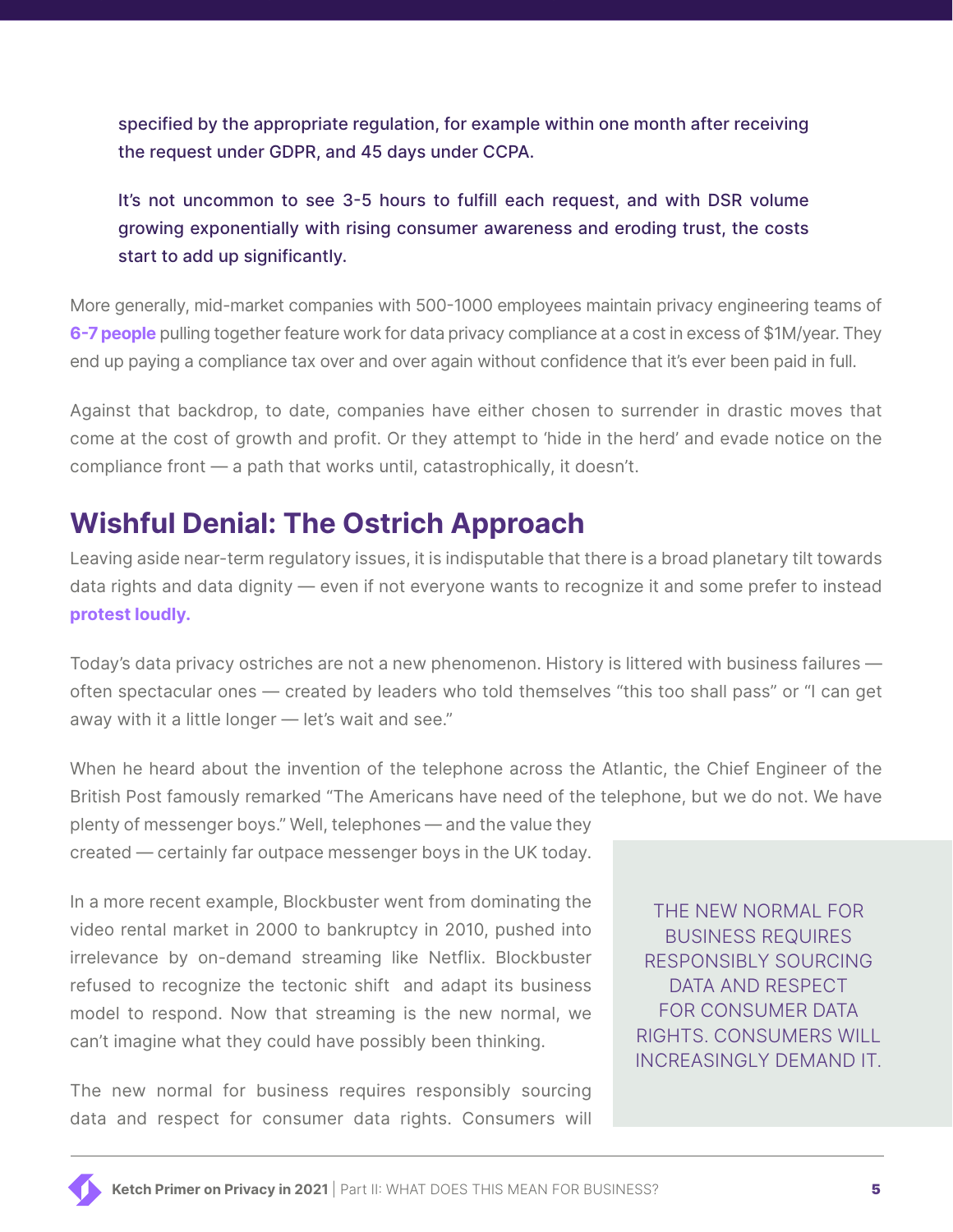specified by the appropriate regulation, for example within one month after receiving the request under GDPR, and 45 days under CCPA.

It's not uncommon to see 3-5 hours to fulfill each request, and with DSR volume growing exponentially with rising consumer awareness and eroding trust, the costs start to add up significantly.

More generally, mid-market companies with 500-1000 employees maintain privacy engineering teams of **6-7 people** pulling together feature work for data privacy compliance at a cost in excess of $1M/year. They end up paying a compliance tax over and over again without confidence that it's ever been paid in full.

Against that backdrop, to date, companies have either chosen to surrender in drastic moves that come at the cost of growth and profit. Or they attempt to 'hide in the herd' and evade notice on the compliance front — a path that works until, catastrophically, it doesn't.

## Wishful Denial: The Ostrich Approach

Leaving aside near-term regulatory issues, it is indisputable that there is a broad planetary tilt towards data rights and data dignity — even if not everyone wants to recognize it and some prefer to instead **protest loudly.**

Today's data privacy ostriches are not a new phenomenon. History is littered with business failures — often spectacular ones — created by leaders who told themselves "this too shall pass" or "I can get away with it a little longer — let's wait and see."

When he heard about the invention of the telephone across the Atlantic, the Chief Engineer of the British Post famously remarked "The Americans have need of the telephone, but we do not. We have plenty of messenger boys." Well, telephones — and the value they created — certainly far outpace messenger boys in the UK today.

In a more recent example, Blockbuster went from dominating the video rental market in 2000 to bankruptcy in 2010, pushed into irrelevance by on-demand streaming like Netflix. Blockbuster refused to recognize the tectonic shift and adapt its business model to respond. Now that streaming is the new normal, we can't imagine what they could have possibly been thinking.

> THE NEW NORMAL FOR BUSINESS REQUIRES RESPONSIBLY SOURCING DATA AND RESPECT FOR CONSUMER DATA RIGHTS. CONSUMERS WILL INCREASINGLY DEMAND IT.

The new normal for business requires responsibly sourcing data and respect for consumer data rights. Consumers will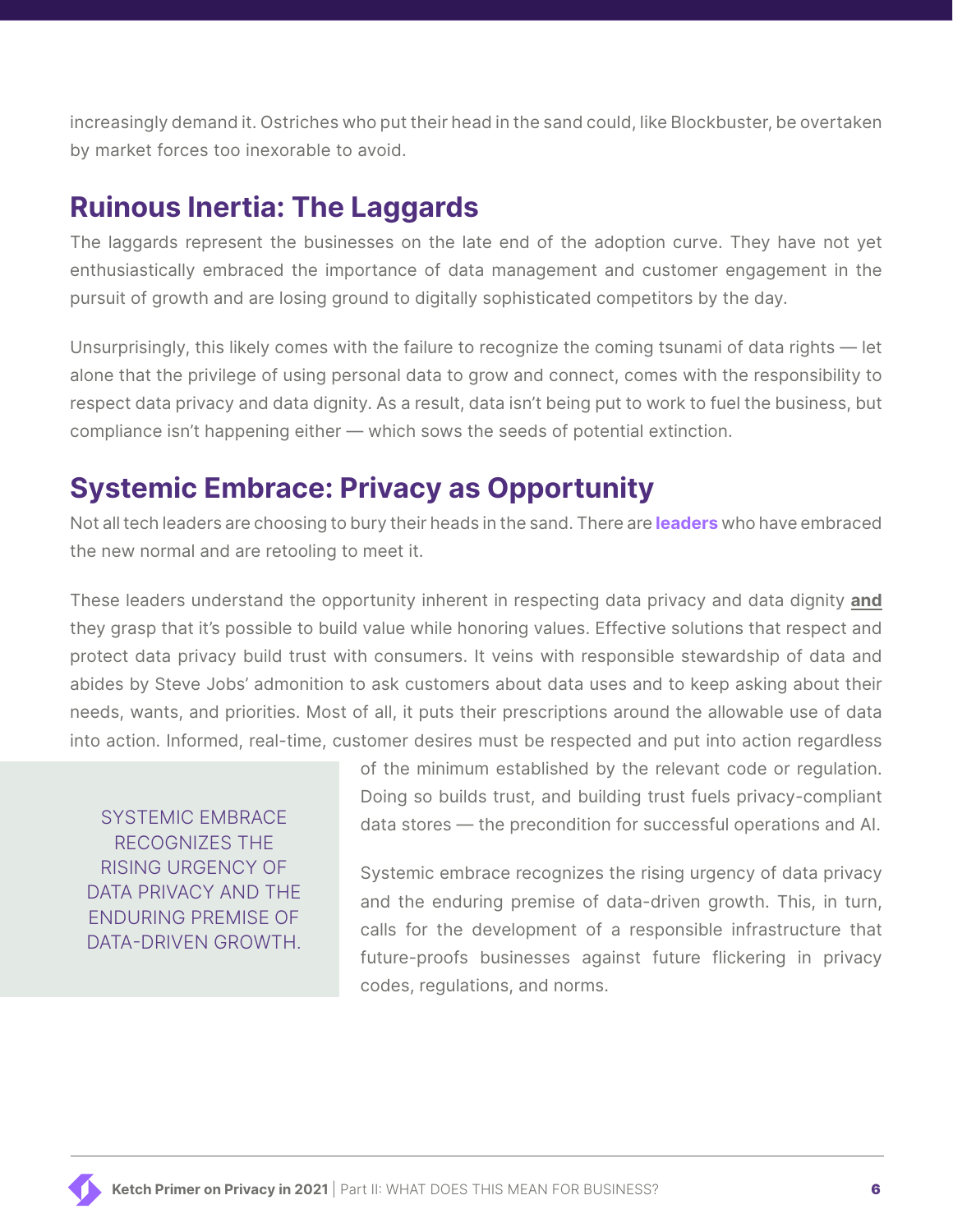increasingly demand it. Ostriches who put their head in the sand could, like Blockbuster, be overtaken by market forces too inexorable to avoid.

## Ruinous Inertia: The Laggards

The laggards represent the businesses on the late end of the adoption curve. They have not yet enthusiastically embraced the importance of data management and customer engagement in the pursuit of growth and are losing ground to digitally sophisticated competitors by the day.

Unsurprisingly, this likely comes with the failure to recognize the coming tsunami of data rights — let alone that the privilege of using personal data to grow and connect, comes with the responsibility to respect data privacy and data dignity. As a result, data isn't being put to work to fuel the business, but compliance isn't happening either — which sows the seeds of potential extinction.

## Systemic Embrace: Privacy as Opportunity

Not all tech leaders are choosing to bury their heads in the sand. There are **leaders** who have embraced the new normal and are retooling to meet it.

These leaders understand the opportunity inherent in respecting data privacy and data dignity **and** they grasp that it's possible to build value while honoring values. Effective solutions that respect and protect data privacy build trust with consumers. It veins with responsible stewardship of data and abides by Steve Jobs' admonition to ask customers about data uses and to keep asking about their needs, wants, and priorities. Most of all, it puts their prescriptions around the allowable use of data into action. Informed, real-time, customer desires must be respected and put into action regardless of the minimum established by the relevant code or regulation. Doing so builds trust, and building trust fuels privacy-compliant data stores — the precondition for successful operations and AI.

> SYSTEMIC EMBRACE RECOGNIZES THE RISING URGENCY OF DATA PRIVACY AND THE ENDURING PREMISE OF DATA-DRIVEN GROWTH.

Systemic embrace recognizes the rising urgency of data privacy and the enduring premise of data-driven growth. This, in turn, calls for the development of a responsible infrastructure that future-proofs businesses against future flickering in privacy codes, regulations, and norms.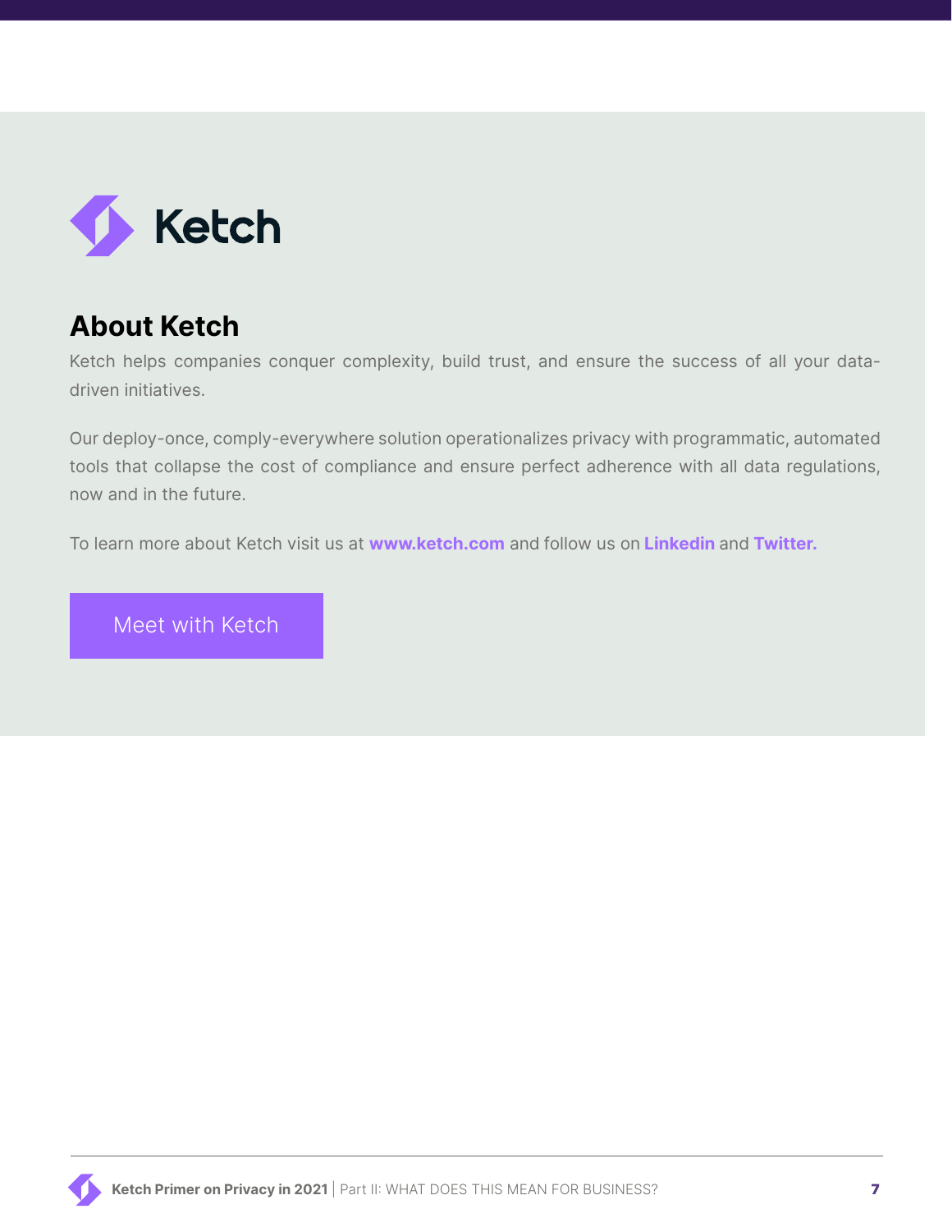## About Ketch

Ketch helps companies conquer complexity, build trust, and ensure the success of all your data-driven initiatives.

Our deploy-once, comply-everywhere solution operationalizes privacy with programmatic, automated tools that collapse the cost of compliance and ensure perfect adherence with all data regulations, now and in the future.

To learn more about Ketch visit us at **www.ketch.com** and follow us on **Linkedin** and **Twitter.**

Meet with Ketch